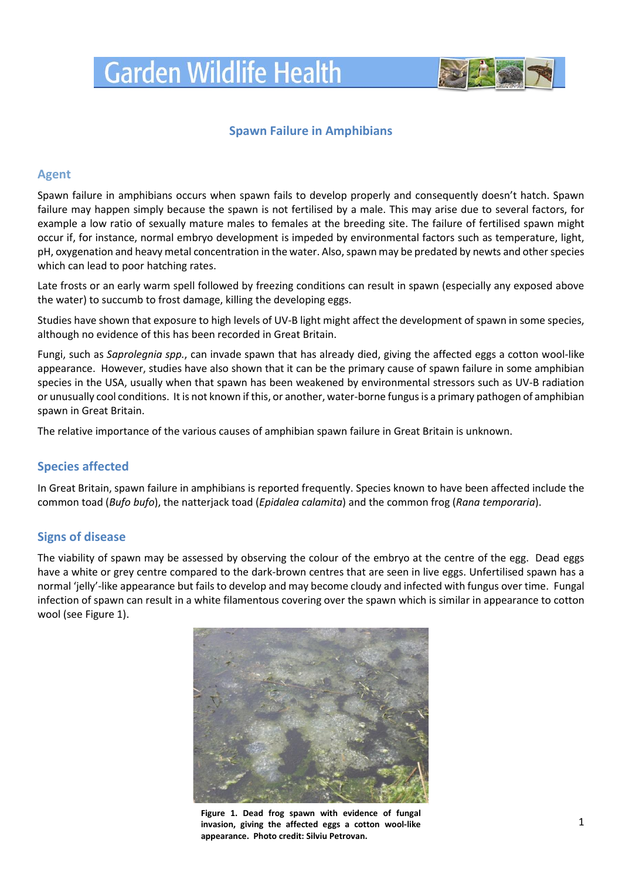# Garden Wildlife Health

## Spawn Failure in Amphibians

### Agent

Spawn failure in amphibians occurs when spawn fails to develop properly and consequently doesn't hatch. Spawn failure may happen simply because the spawn is not fertilised by a male. This may arise due to several factors, for example a low ratio of sexually mature males to females at the breeding site. The failure of fertilised spawn might occur if, for instance, normal embryo development is impeded by environmental factors such as temperature, light, pH, oxygenation and heavy metal concentration in the water. Also, spawn may be predated by newts and other species which can lead to poor hatching rates.

Late frosts or an early warm spell followed by freezing conditions can result in spawn (especially any exposed above the water) to succumb to frost damage, killing the developing eggs.

Studies have shown that exposure to high levels of UV-B light might affect the development of spawn in some species, although no evidence of this has been recorded in Great Britain.

Fungi, such as *Saprolegnia spp.*, can invade spawn that has already died, giving the affected eggs a cotton wool-like appearance. However, studies have also shown that it can be the primary cause of spawn failure in some amphibian species in the USA, usually when that spawn has been weakened by environmental stressors such as UV-B radiation or unusually cool conditions. It is not known if this, or another, water-borne fungus is a primary pathogen of amphibian spawn in Great Britain.

The relative importance of the various causes of amphibian spawn failure in Great Britain is unknown.

### Species affected

In Great Britain, spawn failure in amphibians is reported frequently. Species known to have been affected include the common toad (*Bufo bufo*), the natterjack toad (*Epidalea calamita*) and the common frog (*Rana temporaria*).

### Signs of disease

The viability of spawn may be assessed by observing the colour of the embryo at the centre of the egg. Dead eggs have a white or grey centre compared to the dark-brown centres that are seen in live eggs. Unfertilised spawn has a normal 'jelly'-like appearance but fails to develop and may become cloudy and infected with fungus over time. Fungal infection of spawn can result in a white filamentous covering over the spawn which is similar in appearance to cotton wool (see Figure 1).

**Figure 1. Dead frog spawn with evidence of fungal invasion, giving the affected eggs a cotton wool-like appearance. Photo credit: Silviu Petrovan.**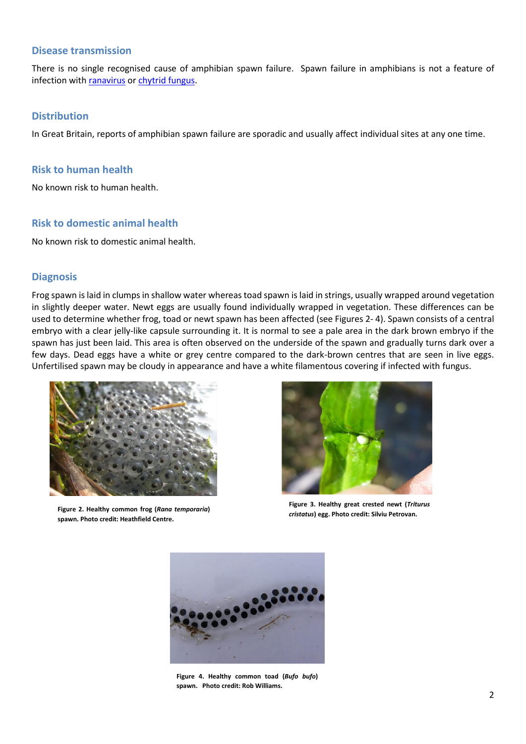## Disease transmission

There is no single recognised cause of amphibian spawn failure. Spawn failure in amphibians is not a feature of infection with [ranavirus] or [chytrid fungus].

## Distribution

In Great Britain, reports of amphibian spawn failure are sporadic and usually affect individual sites at any one time.

## Risk to human health

No known risk to human health.

## Risk to domestic animal health

No known risk to domestic animal health.

## Diagnosis

Frog spawn is laid in clumps in shallow water whereas toad spawn is laid in strings, usually wrapped around vegetation in slightly deeper water. Newt eggs are usually found individually wrapped in vegetation. These differences can be used to determine whether frog, toad or newt spawn has been affected (see Figures 2- 4). Spawn consists of a central embryo with a clear jelly-like capsule surrounding it. It is normal to see a pale area in the dark brown embryo if the spawn has just been laid. This area is often observed on the underside of the spawn and gradually turns dark over a few days. Dead eggs have a white or grey centre compared to the dark-brown centres that are seen in live eggs. Unfertilised spawn may be cloudy in appearance and have a white filamentous covering if infected with fungus.

**Figure 2. Healthy common frog (*Rana temporaria*) spawn. Photo credit: Heathfield Centre.**

**Figure 3. Healthy great crested newt (*Triturus cristatus*) egg. Photo credit: Silviu Petrovan.**

**Figure 4. Healthy common toad (*Bufo bufo*) spawn. Photo credit: Rob Williams.**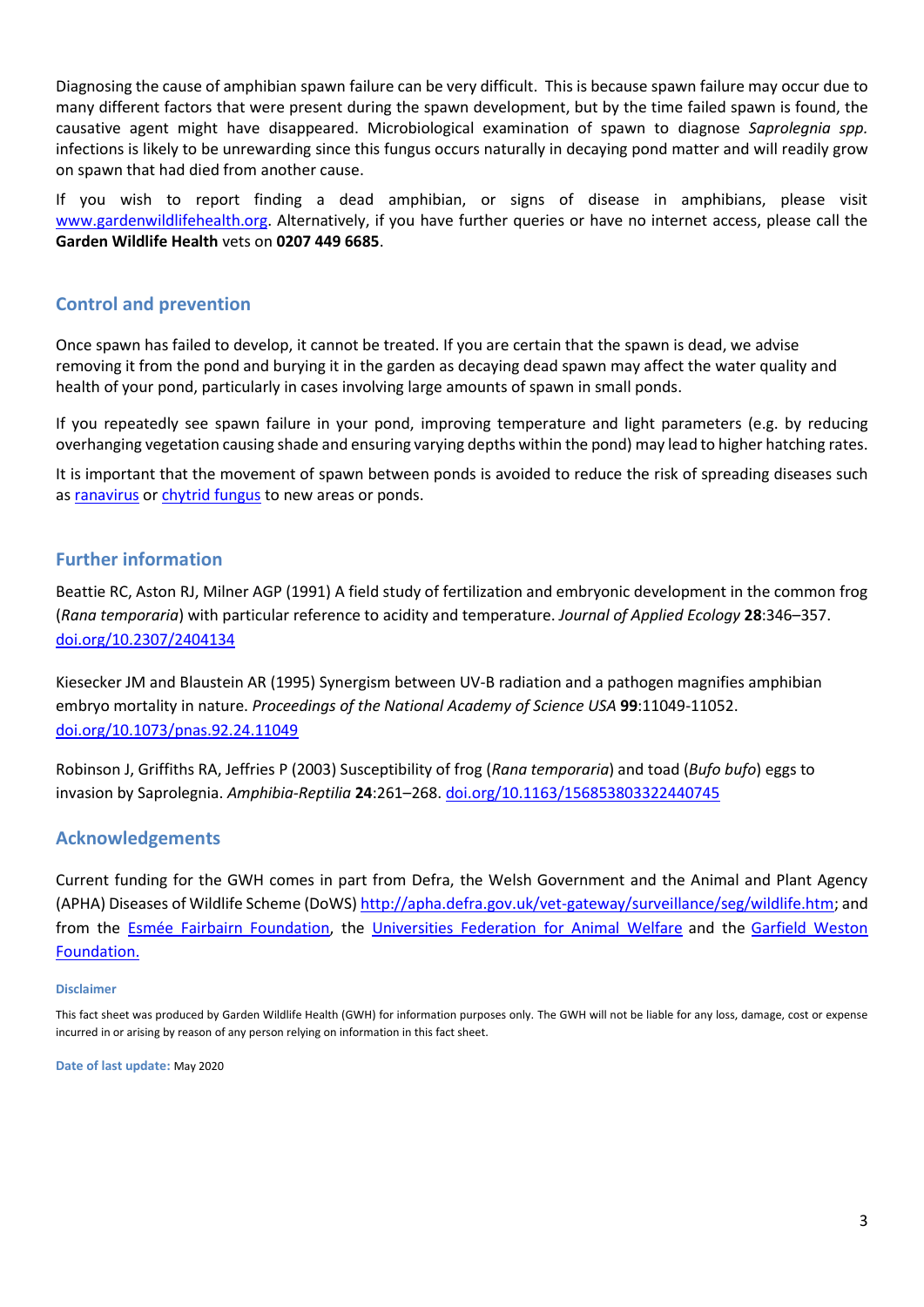Diagnosing the cause of amphibian spawn failure can be very difficult. This is because spawn failure may occur due to many different factors that were present during the spawn development, but by the time failed spawn is found, the causative agent might have disappeared. Microbiological examination of spawn to diagnose *Saprolegnia spp.* infections is likely to be unrewarding since this fungus occurs naturally in decaying pond matter and will readily grow on spawn that had died from another cause.

If you wish to report finding a dead amphibian, or signs of disease in amphibians, please visit [www.gardenwildlifehealth.org](www.gardenwildlifehealth.org). Alternatively, if you have further queries or have no internet access, please call the **Garden Wildlife Health** vets on **0207 449 6685**.

## Control and prevention

Once spawn has failed to develop, it cannot be treated. If you are certain that the spawn is dead, we advise removing it from the pond and burying it in the garden as decaying dead spawn may affect the water quality and health of your pond, particularly in cases involving large amounts of spawn in small ponds.

If you repeatedly see spawn failure in your pond, improving temperature and light parameters (e.g. by reducing overhanging vegetation causing shade and ensuring varying depths within the pond) may lead to higher hatching rates.

It is important that the movement of spawn between ponds is avoided to reduce the risk of spreading diseases such as ranavirus or chytrid fungus to new areas or ponds.

## Further information

Beattie RC, Aston RJ, Milner AGP (1991) A field study of fertilization and embryonic development in the common frog (*Rana temporaria*) with particular reference to acidity and temperature. *Journal of Applied Ecology* **28**:346–357. [doi.org/10.2307/2404134](doi.org/10.2307/2404134)

Kiesecker JM and Blaustein AR (1995) Synergism between UV-B radiation and a pathogen magnifies amphibian embryo mortality in nature. *Proceedings of the National Academy of Science USA* **99**:11049-11052. [doi.org/10.1073/pnas.92.24.11049](doi.org/10.1073/pnas.92.24.11049)

Robinson J, Griffiths RA, Jeffries P (2003) Susceptibility of frog (*Rana temporaria*) and toad (*Bufo bufo*) eggs to invasion by Saprolegnia. *Amphibia-Reptilia* **24**:261–268. [doi.org/10.1163/156853803322440745](doi.org/10.1163/156853803322440745)

## Acknowledgements

Current funding for the GWH comes in part from Defra, the Welsh Government and the Animal and Plant Agency (APHA) Diseases of Wildlife Scheme (DoWS) http://apha.defra.gov.uk/vet-gateway/surveillance/seg/wildlife.htm; and from the Esmée Fairbairn Foundation, the Universities Federation for Animal Welfare and the Garfield Weston Foundation.

#### Disclaimer

This fact sheet was produced by Garden Wildlife Health (GWH) for information purposes only. The GWH will not be liable for any loss, damage, cost or expense incurred in or arising by reason of any person relying on information in this fact sheet.

**Date of last update:** May 2020